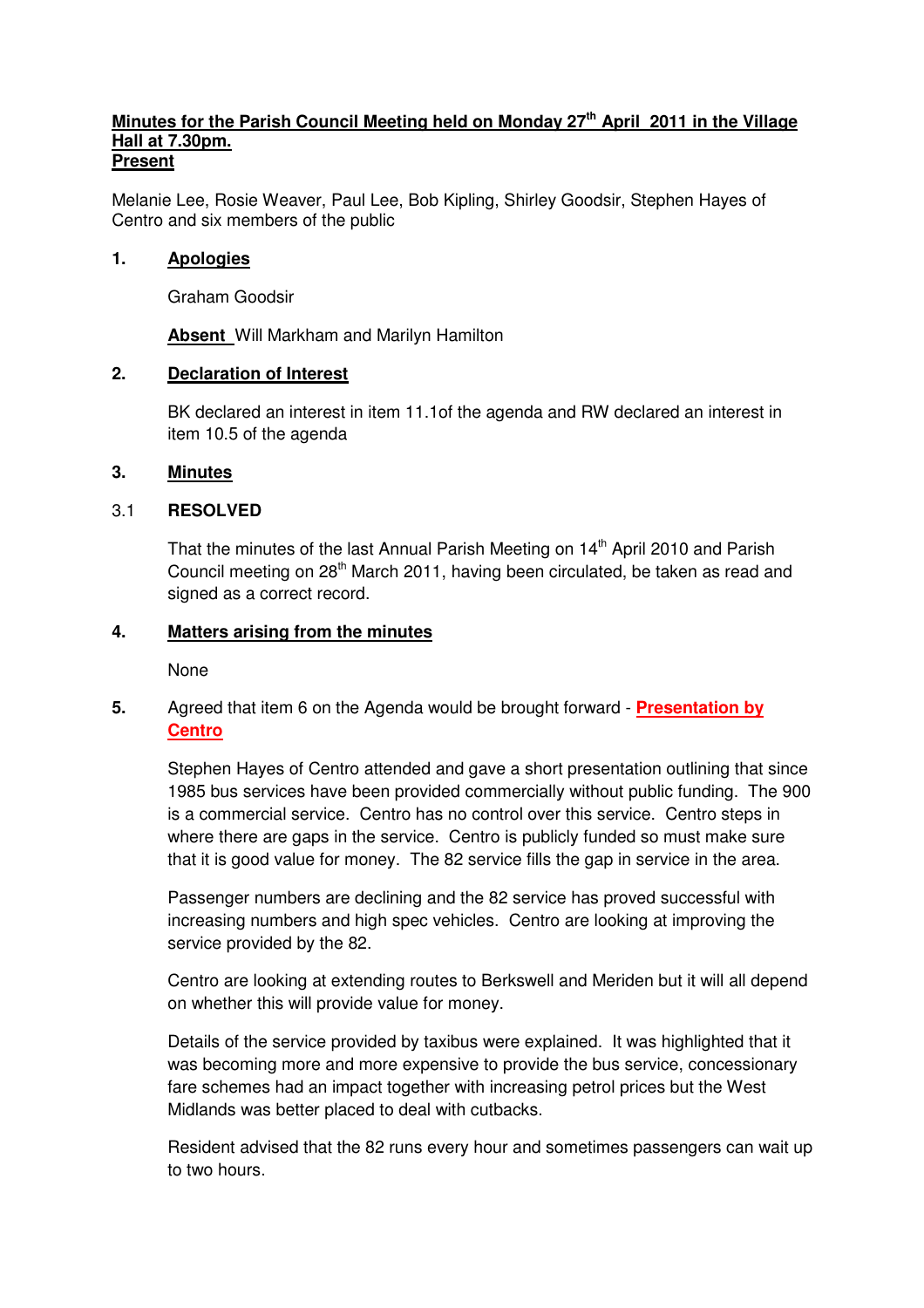**Minutes for the Parish Council Meeting held on Monday 27th April 2011 in the Village Hall at 7.30pm.**

**Present**

Melanie Lee, Rosie Weaver, Paul Lee, Bob Kipling, Shirley Goodsir, Stephen Hayes of Centro and six members of the public

**1. Apologies**

Graham Goodsir

**Absent** Will Markham and Marilyn Hamilton

**2. Declaration of Interest**

BK declared an interest in item 11.1of the agenda and RW declared an interest in item 10.5 of the agenda

**3. Minutes**

3.1 **RESOLVED**

That the minutes of the last Annual Parish Meeting on 14th April 2010 and Parish Council meeting on 28th March 2011, having been circulated, be taken as read and signed as a correct record.

**4. Matters arising from the minutes**

None

**5.** Agreed that item 6 on the Agenda would be brought forward - **Presentation by Centro**

Stephen Hayes of Centro attended and gave a short presentation outlining that since 1985 bus services have been provided commercially without public funding. The 900 is a commercial service. Centro has no control over this service. Centro steps in where there are gaps in the service. Centro is publicly funded so must make sure that it is good value for money. The 82 service fills the gap in service in the area.

Passenger numbers are declining and the 82 service has proved successful with increasing numbers and high spec vehicles. Centro are looking at improving the service provided by the 82.

Centro are looking at extending routes to Berkswell and Meriden but it will all depend on whether this will provide value for money.

Details of the service provided by taxibus were explained. It was highlighted that it was becoming more and more expensive to provide the bus service, concessionary fare schemes had an impact together with increasing petrol prices but the West Midlands was better placed to deal with cutbacks.

Resident advised that the 82 runs every hour and sometimes passengers can wait up to two hours.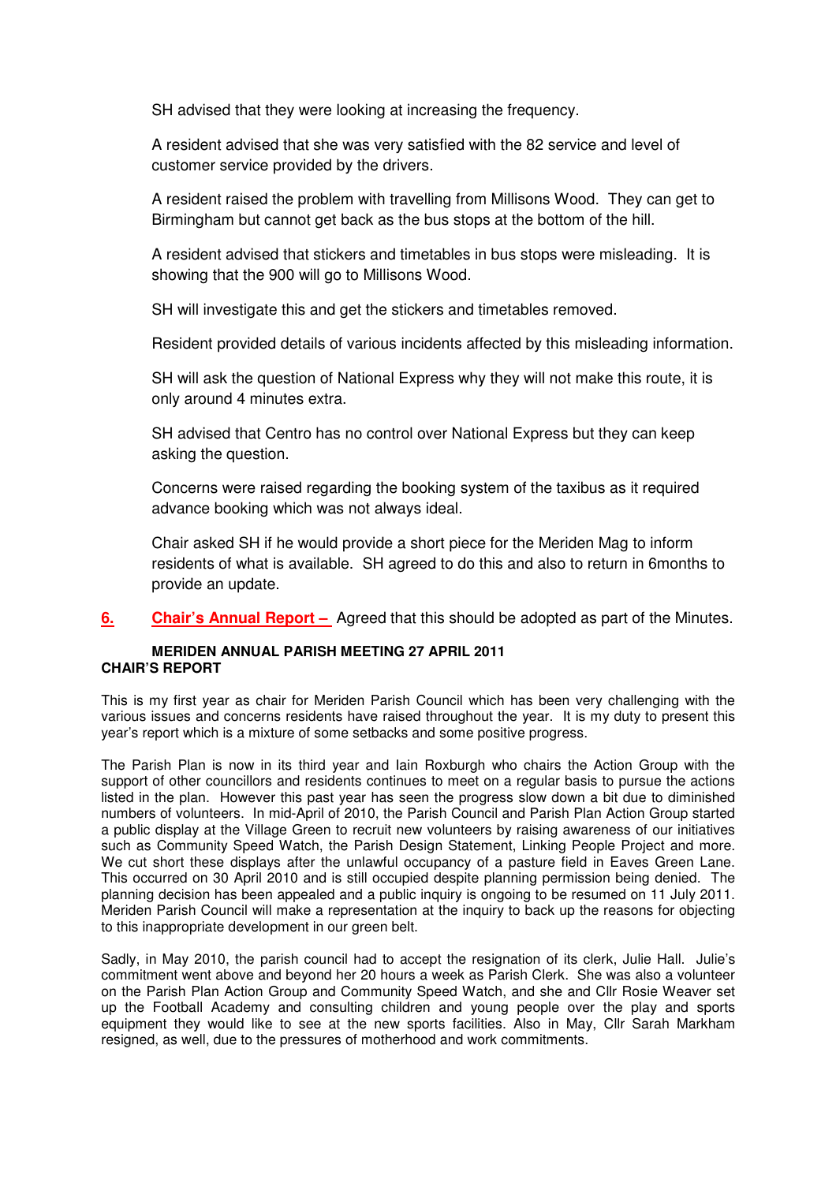SH advised that they were looking at increasing the frequency.

A resident advised that she was very satisfied with the 82 service and level of customer service provided by the drivers.

A resident raised the problem with travelling from Millisons Wood. They can get to Birmingham but cannot get back as the bus stops at the bottom of the hill.

A resident advised that stickers and timetables in bus stops were misleading. It is showing that the 900 will go to Millisons Wood.

SH will investigate this and get the stickers and timetables removed.

Resident provided details of various incidents affected by this misleading information.

SH will ask the question of National Express why they will not make this route, it is only around 4 minutes extra.

SH advised that Centro has no control over National Express but they can keep asking the question.

Concerns were raised regarding the booking system of the taxibus as it required advance booking which was not always ideal.

Chair asked SH if he would provide a short piece for the Meriden Mag to inform residents of what is available. SH agreed to do this and also to return in 6months to provide an update.

**6. Chair's Annual Report –** Agreed that this should be adopted as part of the Minutes.

**MERIDEN ANNUAL PARISH MEETING 27 APRIL 2011**
**CHAIR'S REPORT**

This is my first year as chair for Meriden Parish Council which has been very challenging with the various issues and concerns residents have raised throughout the year. It is my duty to present this year's report which is a mixture of some setbacks and some positive progress.

The Parish Plan is now in its third year and Iain Roxburgh who chairs the Action Group with the support of other councillors and residents continues to meet on a regular basis to pursue the actions listed in the plan. However this past year has seen the progress slow down a bit due to diminished numbers of volunteers. In mid-April of 2010, the Parish Council and Parish Plan Action Group started a public display at the Village Green to recruit new volunteers by raising awareness of our initiatives such as Community Speed Watch, the Parish Design Statement, Linking People Project and more. We cut short these displays after the unlawful occupancy of a pasture field in Eaves Green Lane. This occurred on 30 April 2010 and is still occupied despite planning permission being denied. The planning decision has been appealed and a public inquiry is ongoing to be resumed on 11 July 2011. Meriden Parish Council will make a representation at the inquiry to back up the reasons for objecting to this inappropriate development in our green belt.

Sadly, in May 2010, the parish council had to accept the resignation of its clerk, Julie Hall. Julie's commitment went above and beyond her 20 hours a week as Parish Clerk. She was also a volunteer on the Parish Plan Action Group and Community Speed Watch, and she and Cllr Rosie Weaver set up the Football Academy and consulting children and young people over the play and sports equipment they would like to see at the new sports facilities. Also in May, Cllr Sarah Markham resigned, as well, due to the pressures of motherhood and work commitments.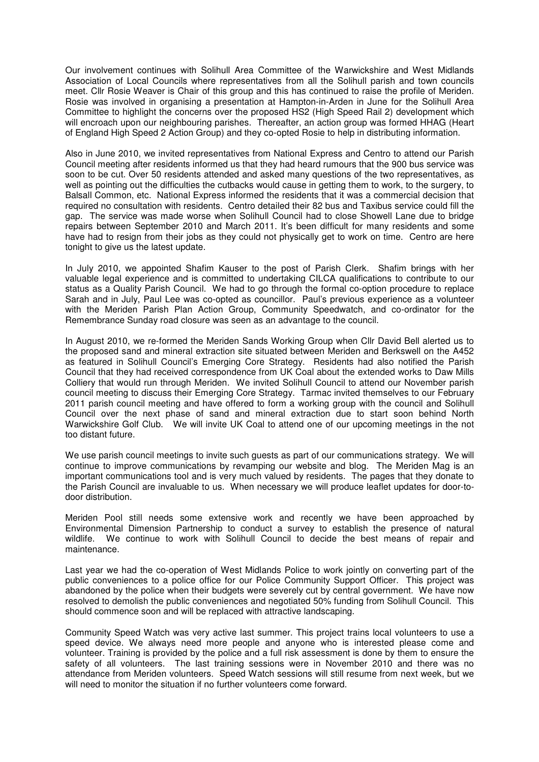Our involvement continues with Solihull Area Committee of the Warwickshire and West Midlands Association of Local Councils where representatives from all the Solihull parish and town councils meet. Cllr Rosie Weaver is Chair of this group and this has continued to raise the profile of Meriden. Rosie was involved in organising a presentation at Hampton-in-Arden in June for the Solihull Area Committee to highlight the concerns over the proposed HS2 (High Speed Rail 2) development which will encroach upon our neighbouring parishes. Thereafter, an action group was formed HHAG (Heart of England High Speed 2 Action Group) and they co-opted Rosie to help in distributing information.

Also in June 2010, we invited representatives from National Express and Centro to attend our Parish Council meeting after residents informed us that they had heard rumours that the 900 bus service was soon to be cut. Over 50 residents attended and asked many questions of the two representatives, as well as pointing out the difficulties the cutbacks would cause in getting them to work, to the surgery, to Balsall Common, etc. National Express informed the residents that it was a commercial decision that required no consultation with residents. Centro detailed their 82 bus and Taxibus service could fill the gap. The service was made worse when Solihull Council had to close Showell Lane due to bridge repairs between September 2010 and March 2011. It's been difficult for many residents and some have had to resign from their jobs as they could not physically get to work on time. Centro are here tonight to give us the latest update.

In July 2010, we appointed Shafim Kauser to the post of Parish Clerk. Shafim brings with her valuable legal experience and is committed to undertaking CILCA qualifications to contribute to our status as a Quality Parish Council. We had to go through the formal co-option procedure to replace Sarah and in July, Paul Lee was co-opted as councillor. Paul's previous experience as a volunteer with the Meriden Parish Plan Action Group, Community Speedwatch, and co-ordinator for the Remembrance Sunday road closure was seen as an advantage to the council.

In August 2010, we re-formed the Meriden Sands Working Group when Cllr David Bell alerted us to the proposed sand and mineral extraction site situated between Meriden and Berkswell on the A452 as featured in Solihull Council's Emerging Core Strategy. Residents had also notified the Parish Council that they had received correspondence from UK Coal about the extended works to Daw Mills Colliery that would run through Meriden. We invited Solihull Council to attend our November parish council meeting to discuss their Emerging Core Strategy. Tarmac invited themselves to our February 2011 parish council meeting and have offered to form a working group with the council and Solihull Council over the next phase of sand and mineral extraction due to start soon behind North Warwickshire Golf Club. We will invite UK Coal to attend one of our upcoming meetings in the not too distant future.

We use parish council meetings to invite such guests as part of our communications strategy. We will continue to improve communications by revamping our website and blog. The Meriden Mag is an important communications tool and is very much valued by residents. The pages that they donate to the Parish Council are invaluable to us. When necessary we will produce leaflet updates for door-to-door distribution.

Meriden Pool still needs some extensive work and recently we have been approached by Environmental Dimension Partnership to conduct a survey to establish the presence of natural wildlife. We continue to work with Solihull Council to decide the best means of repair and maintenance.

Last year we had the co-operation of West Midlands Police to work jointly on converting part of the public conveniences to a police office for our Police Community Support Officer. This project was abandoned by the police when their budgets were severely cut by central government. We have now resolved to demolish the public conveniences and negotiated 50% funding from Solihull Council. This should commence soon and will be replaced with attractive landscaping.

Community Speed Watch was very active last summer. This project trains local volunteers to use a speed device. We always need more people and anyone who is interested please come and volunteer. Training is provided by the police and a full risk assessment is done by them to ensure the safety of all volunteers. The last training sessions were in November 2010 and there was no attendance from Meriden volunteers. Speed Watch sessions will still resume from next week, but we will need to monitor the situation if no further volunteers come forward.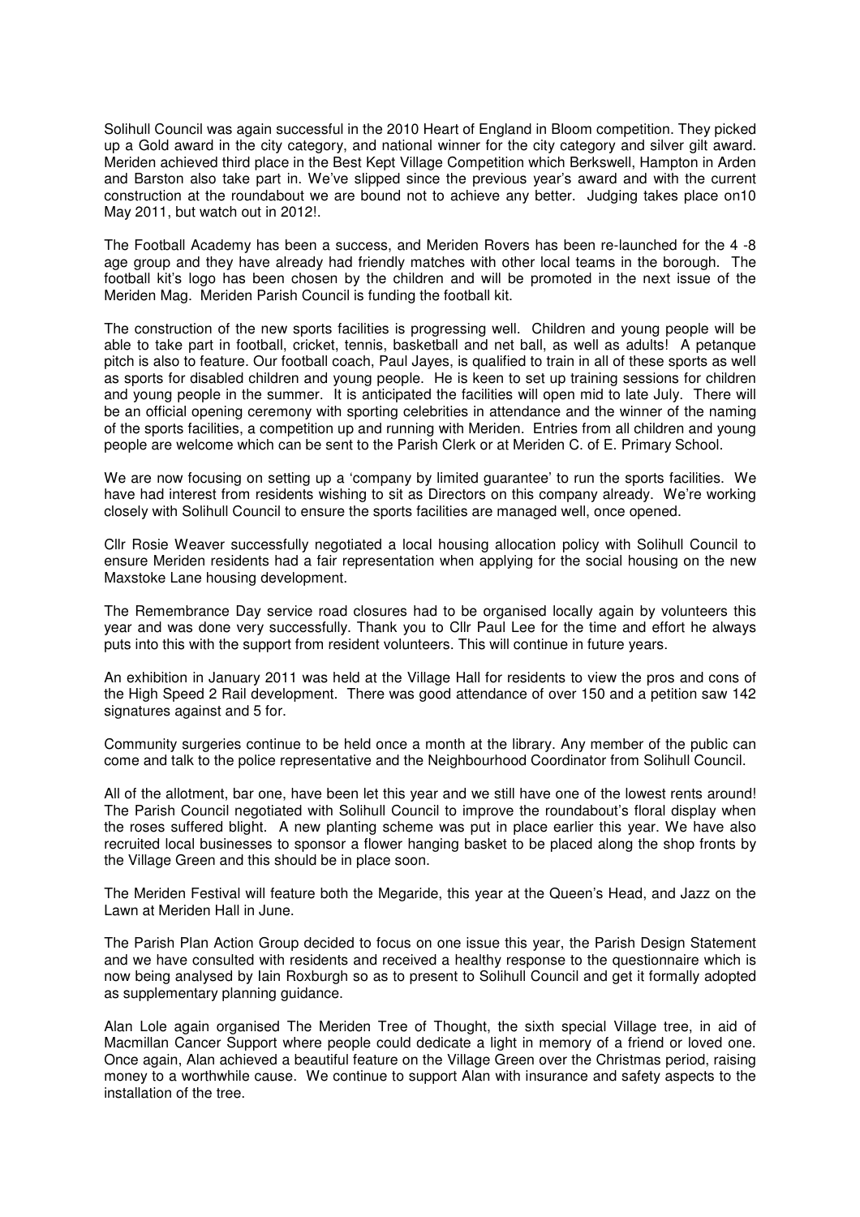Solihull Council was again successful in the 2010 Heart of England in Bloom competition. They picked up a Gold award in the city category, and national winner for the city category and silver gilt award. Meriden achieved third place in the Best Kept Village Competition which Berkswell, Hampton in Arden and Barston also take part in. We've slipped since the previous year's award and with the current construction at the roundabout we are bound not to achieve any better. Judging takes place on10 May 2011, but watch out in 2012!.

The Football Academy has been a success, and Meriden Rovers has been re-launched for the 4 -8 age group and they have already had friendly matches with other local teams in the borough. The football kit's logo has been chosen by the children and will be promoted in the next issue of the Meriden Mag. Meriden Parish Council is funding the football kit.

The construction of the new sports facilities is progressing well. Children and young people will be able to take part in football, cricket, tennis, basketball and net ball, as well as adults! A petanque pitch is also to feature. Our football coach, Paul Jayes, is qualified to train in all of these sports as well as sports for disabled children and young people. He is keen to set up training sessions for children and young people in the summer. It is anticipated the facilities will open mid to late July. There will be an official opening ceremony with sporting celebrities in attendance and the winner of the naming of the sports facilities, a competition up and running with Meriden. Entries from all children and young people are welcome which can be sent to the Parish Clerk or at Meriden C. of E. Primary School.

We are now focusing on setting up a 'company by limited guarantee' to run the sports facilities. We have had interest from residents wishing to sit as Directors on this company already. We're working closely with Solihull Council to ensure the sports facilities are managed well, once opened.

Cllr Rosie Weaver successfully negotiated a local housing allocation policy with Solihull Council to ensure Meriden residents had a fair representation when applying for the social housing on the new Maxstoke Lane housing development.

The Remembrance Day service road closures had to be organised locally again by volunteers this year and was done very successfully. Thank you to Cllr Paul Lee for the time and effort he always puts into this with the support from resident volunteers. This will continue in future years.

An exhibition in January 2011 was held at the Village Hall for residents to view the pros and cons of the High Speed 2 Rail development. There was good attendance of over 150 and a petition saw 142 signatures against and 5 for.

Community surgeries continue to be held once a month at the library. Any member of the public can come and talk to the police representative and the Neighbourhood Coordinator from Solihull Council.

All of the allotment, bar one, have been let this year and we still have one of the lowest rents around! The Parish Council negotiated with Solihull Council to improve the roundabout's floral display when the roses suffered blight. A new planting scheme was put in place earlier this year. We have also recruited local businesses to sponsor a flower hanging basket to be placed along the shop fronts by the Village Green and this should be in place soon.

The Meriden Festival will feature both the Megaride, this year at the Queen's Head, and Jazz on the Lawn at Meriden Hall in June.

The Parish Plan Action Group decided to focus on one issue this year, the Parish Design Statement and we have consulted with residents and received a healthy response to the questionnaire which is now being analysed by Iain Roxburgh so as to present to Solihull Council and get it formally adopted as supplementary planning guidance.

Alan Lole again organised The Meriden Tree of Thought, the sixth special Village tree, in aid of Macmillan Cancer Support where people could dedicate a light in memory of a friend or loved one. Once again, Alan achieved a beautiful feature on the Village Green over the Christmas period, raising money to a worthwhile cause. We continue to support Alan with insurance and safety aspects to the installation of the tree.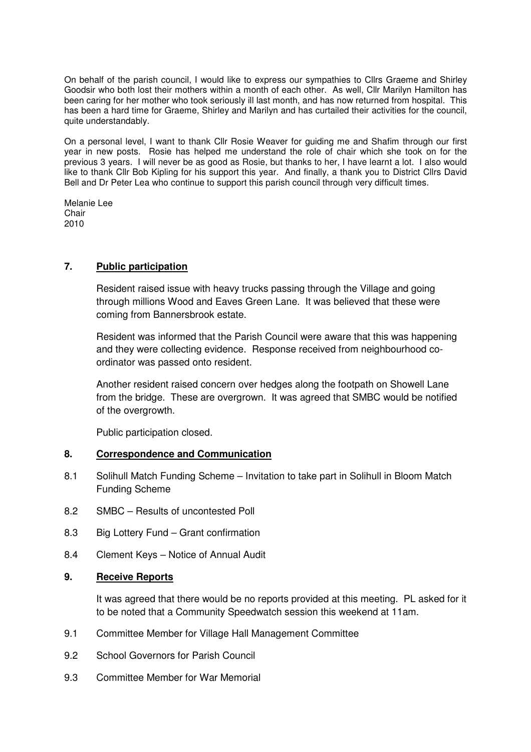On behalf of the parish council, I would like to express our sympathies to Cllrs Graeme and Shirley Goodsir who both lost their mothers within a month of each other. As well, Cllr Marilyn Hamilton has been caring for her mother who took seriously ill last month, and has now returned from hospital. This has been a hard time for Graeme, Shirley and Marilyn and has curtailed their activities for the council, quite understandably.

On a personal level, I want to thank Cllr Rosie Weaver for guiding me and Shafim through our first year in new posts. Rosie has helped me understand the role of chair which she took on for the previous 3 years. I will never be as good as Rosie, but thanks to her, I have learnt a lot. I also would like to thank Cllr Bob Kipling for his support this year. And finally, a thank you to District Cllrs David Bell and Dr Peter Lea who continue to support this parish council through very difficult times.

Melanie Lee
Chair
2010

## 7. **Public participation**

Resident raised issue with heavy trucks passing through the Village and going through millions Wood and Eaves Green Lane. It was believed that these were coming from Bannersbrook estate.

Resident was informed that the Parish Council were aware that this was happening and they were collecting evidence. Response received from neighbourhood co-ordinator was passed onto resident.

Another resident raised concern over hedges along the footpath on Showell Lane from the bridge. These are overgrown. It was agreed that SMBC would be notified of the overgrowth.

Public participation closed.

## 8. **Correspondence and Communication**

8.1 Solihull Match Funding Scheme – Invitation to take part in Solihull in Bloom Match Funding Scheme

8.2 SMBC – Results of uncontested Poll

8.3 Big Lottery Fund – Grant confirmation

8.4 Clement Keys – Notice of Annual Audit

## 9. **Receive Reports**

It was agreed that there would be no reports provided at this meeting. PL asked for it to be noted that a Community Speedwatch session this weekend at 11am.

9.1 Committee Member for Village Hall Management Committee

9.2 School Governors for Parish Council

9.3 Committee Member for War Memorial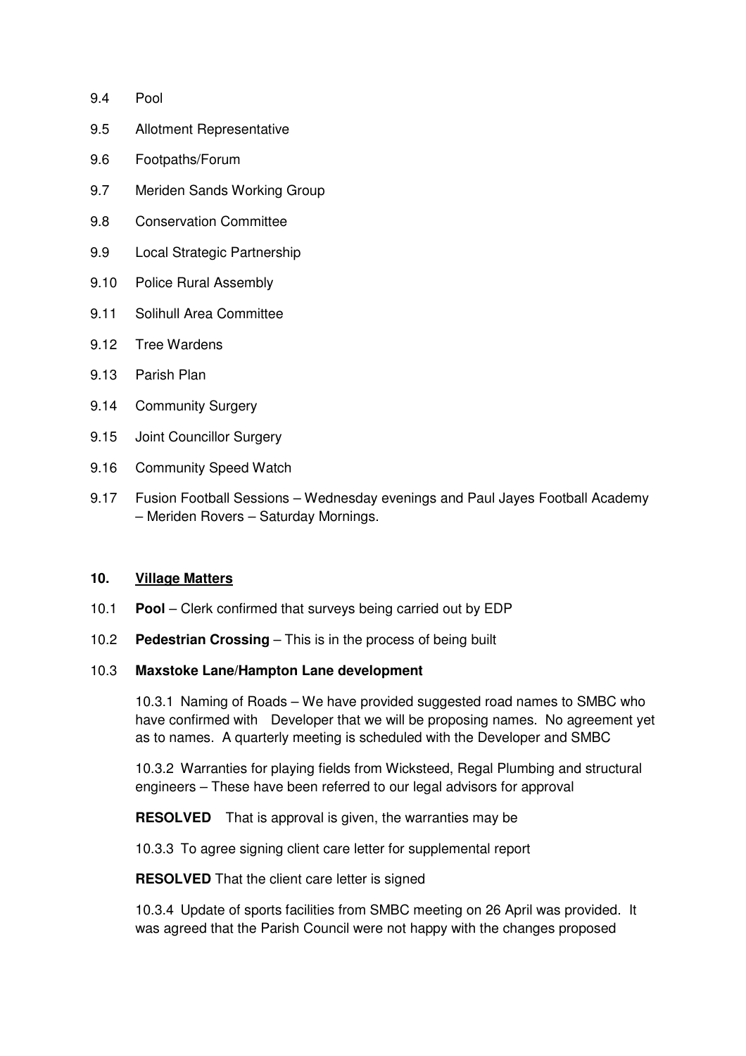9.4 Pool

9.5 Allotment Representative

9.6 Footpaths/Forum

9.7 Meriden Sands Working Group

9.8 Conservation Committee

9.9 Local Strategic Partnership

9.10 Police Rural Assembly

9.11 Solihull Area Committee

9.12 Tree Wardens

9.13 Parish Plan

9.14 Community Surgery

9.15 Joint Councillor Surgery

9.16 Community Speed Watch

9.17 Fusion Football Sessions – Wednesday evenings and Paul Jayes Football Academy – Meriden Rovers – Saturday Mornings.

## 10. Village Matters

10.1 **Pool** – Clerk confirmed that surveys being carried out by EDP

10.2 **Pedestrian Crossing** – This is in the process of being built

10.3 **Maxstoke Lane/Hampton Lane development**

10.3.1 Naming of Roads – We have provided suggested road names to SMBC who have confirmed with Developer that we will be proposing names. No agreement yet as to names. A quarterly meeting is scheduled with the Developer and SMBC

10.3.2 Warranties for playing fields from Wicksteed, Regal Plumbing and structural engineers – These have been referred to our legal advisors for approval

**RESOLVED** That is approval is given, the warranties may be

10.3.3 To agree signing client care letter for supplemental report

**RESOLVED** That the client care letter is signed

10.3.4 Update of sports facilities from SMBC meeting on 26 April was provided. It was agreed that the Parish Council were not happy with the changes proposed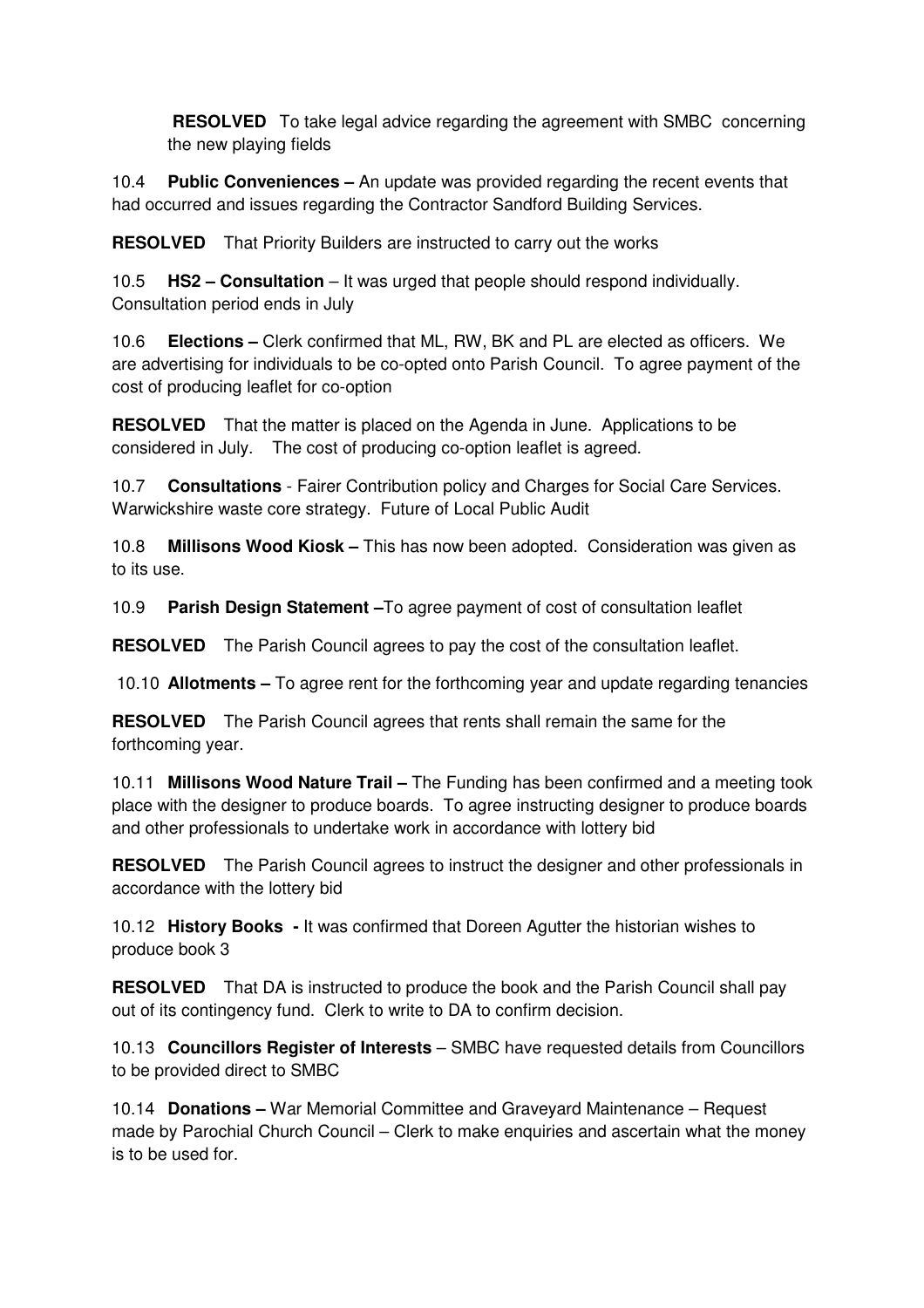**RESOLVED** To take legal advice regarding the agreement with SMBC concerning the new playing fields

10.4 **Public Conveniences –** An update was provided regarding the recent events that had occurred and issues regarding the Contractor Sandford Building Services.

**RESOLVED** That Priority Builders are instructed to carry out the works

10.5 **HS2 – Consultation** – It was urged that people should respond individually. Consultation period ends in July

10.6 **Elections –** Clerk confirmed that ML, RW, BK and PL are elected as officers. We are advertising for individuals to be co-opted onto Parish Council. To agree payment of the cost of producing leaflet for co-option

**RESOLVED** That the matter is placed on the Agenda in June. Applications to be considered in July. The cost of producing co-option leaflet is agreed.

10.7 **Consultations** - Fairer Contribution policy and Charges for Social Care Services. Warwickshire waste core strategy. Future of Local Public Audit

10.8 **Millisons Wood Kiosk –** This has now been adopted. Consideration was given as to its use.

10.9 **Parish Design Statement –**To agree payment of cost of consultation leaflet

**RESOLVED** The Parish Council agrees to pay the cost of the consultation leaflet.

10.10 **Allotments –** To agree rent for the forthcoming year and update regarding tenancies

**RESOLVED** The Parish Council agrees that rents shall remain the same for the forthcoming year.

10.11 **Millisons Wood Nature Trail –** The Funding has been confirmed and a meeting took place with the designer to produce boards. To agree instructing designer to produce boards and other professionals to undertake work in accordance with lottery bid

**RESOLVED** The Parish Council agrees to instruct the designer and other professionals in accordance with the lottery bid

10.12 **History Books -** It was confirmed that Doreen Agutter the historian wishes to produce book 3

**RESOLVED** That DA is instructed to produce the book and the Parish Council shall pay out of its contingency fund. Clerk to write to DA to confirm decision.

10.13 **Councillors Register of Interests** – SMBC have requested details from Councillors to be provided direct to SMBC

10.14 **Donations –** War Memorial Committee and Graveyard Maintenance – Request made by Parochial Church Council – Clerk to make enquiries and ascertain what the money is to be used for.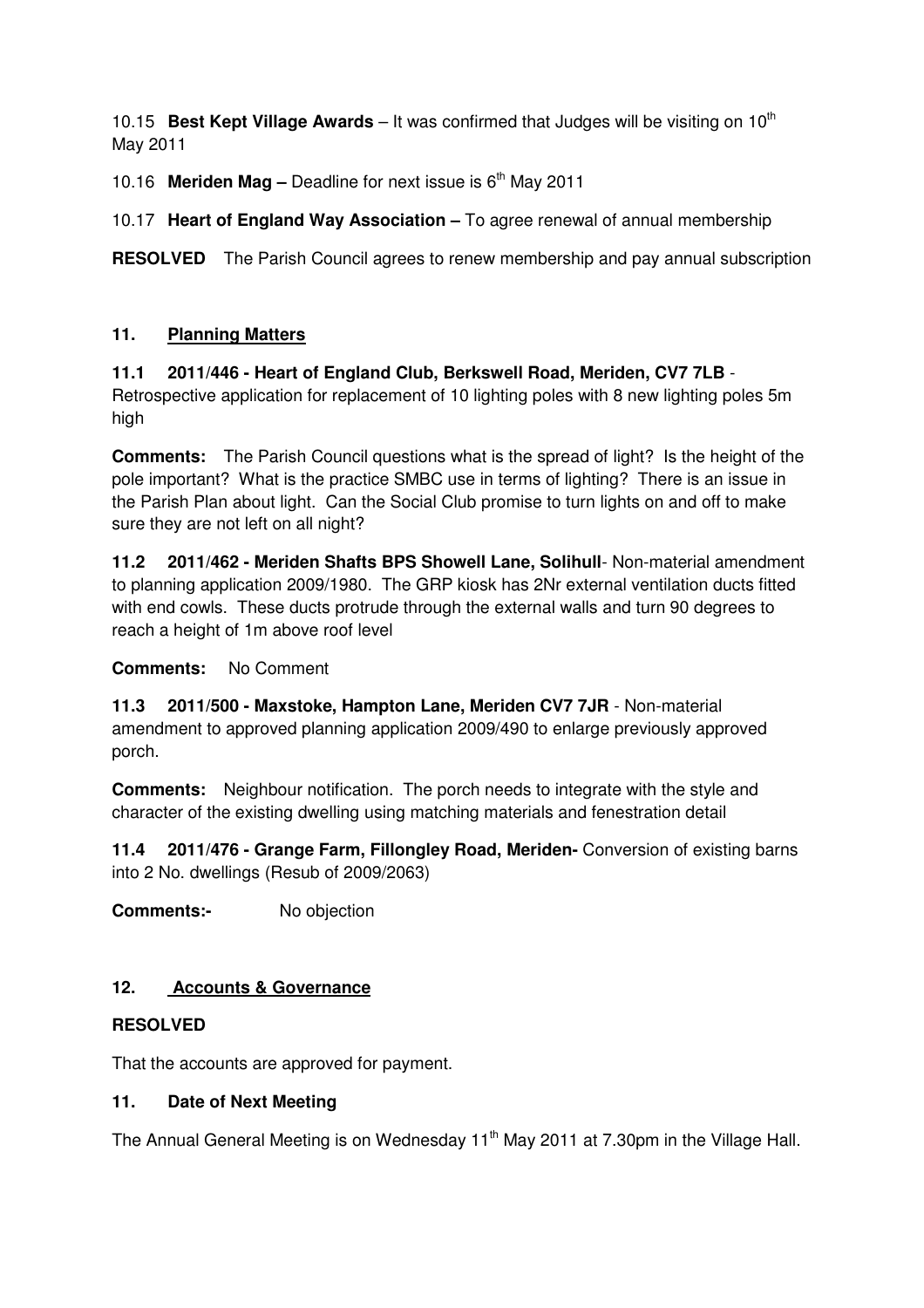10.15 **Best Kept Village Awards** – It was confirmed that Judges will be visiting on 10th May 2011

10.16 **Meriden Mag –** Deadline for next issue is 6th May 2011

10.17 **Heart of England Way Association –** To agree renewal of annual membership

**RESOLVED** The Parish Council agrees to renew membership and pay annual subscription

## 11. Planning Matters

**11.1 2011/446 - Heart of England Club, Berkswell Road, Meriden, CV7 7LB** - Retrospective application for replacement of 10 lighting poles with 8 new lighting poles 5m high

**Comments:** The Parish Council questions what is the spread of light? Is the height of the pole important? What is the practice SMBC use in terms of lighting? There is an issue in the Parish Plan about light. Can the Social Club promise to turn lights on and off to make sure they are not left on all night?

**11.2 2011/462 - Meriden Shafts BPS Showell Lane, Solihull**- Non-material amendment to planning application 2009/1980. The GRP kiosk has 2Nr external ventilation ducts fitted with end cowls. These ducts protrude through the external walls and turn 90 degrees to reach a height of 1m above roof level

**Comments:** No Comment

**11.3 2011/500 - Maxstoke, Hampton Lane, Meriden CV7 7JR** - Non-material amendment to approved planning application 2009/490 to enlarge previously approved porch.

**Comments:** Neighbour notification. The porch needs to integrate with the style and character of the existing dwelling using matching materials and fenestration detail

**11.4 2011/476 - Grange Farm, Fillongley Road, Meriden-** Conversion of existing barns into 2 No. dwellings (Resub of 2009/2063)

**Comments:-** No objection

## 12. Accounts & Governance

**RESOLVED**

That the accounts are approved for payment.

## 11. Date of Next Meeting

The Annual General Meeting is on Wednesday 11th May 2011 at 7.30pm in the Village Hall.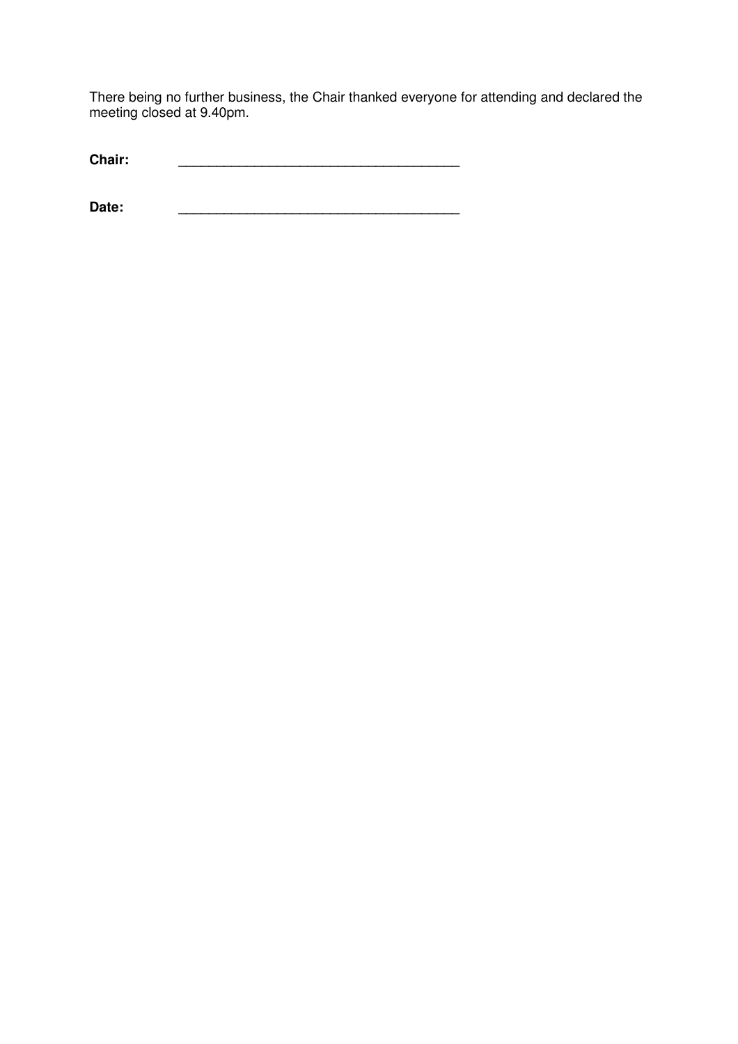There being no further business, the Chair thanked everyone for attending and declared the meeting closed at 9.40pm.

**Chair:** ______________________________________

**Date:** ______________________________________